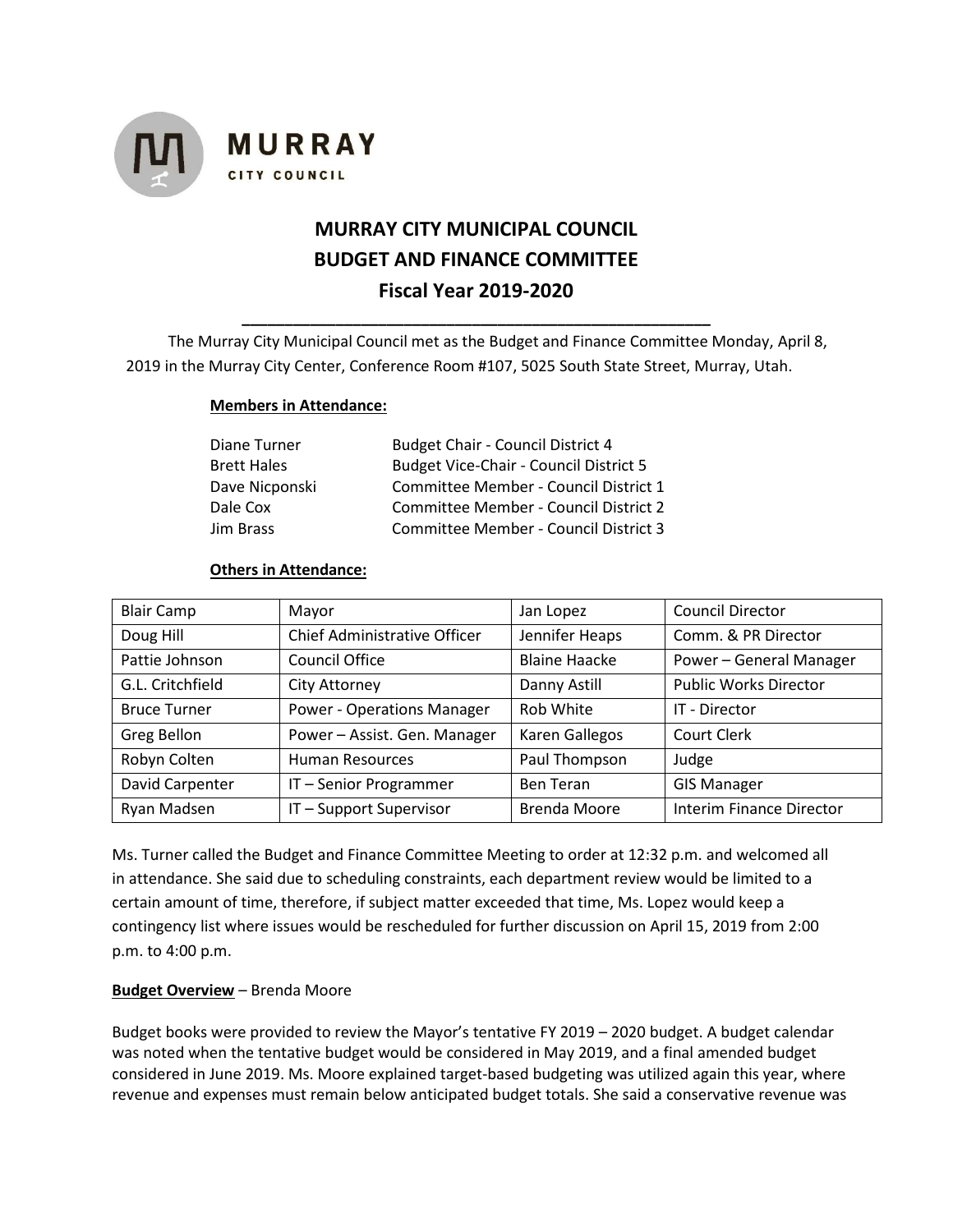**MURRAY**
**CITY COUNCIL**

# MURRAY CITY MUNICIPAL COUNCIL
# BUDGET AND FINANCE COMMITTEE
# Fiscal Year 2019-2020

The Murray City Municipal Council met as the Budget and Finance Committee Monday, April 8, 2019 in the Murray City Center, Conference Room #107, 5025 South State Street, Murray, Utah.

**Members in Attendance:**

| | |
|---|---|
| Diane Turner | Budget Chair - Council District 4 |
| Brett Hales | Budget Vice-Chair - Council District 5 |
| Dave Nicponski | Committee Member - Council District 1 |
| Dale Cox | Committee Member - Council District 2 |
| Jim Brass | Committee Member - Council District 3 |

**Others in Attendance:**

| | | | |
|---|---|---|---|
| Blair Camp | Mayor | Jan Lopez | Council Director |
| Doug Hill | Chief Administrative Officer | Jennifer Heaps | Comm. & PR Director |
| Pattie Johnson | Council Office | Blaine Haacke | Power – General Manager |
| G.L. Critchfield | City Attorney | Danny Astill | Public Works Director |
| Bruce Turner | Power - Operations Manager | Rob White | IT - Director |
| Greg Bellon | Power – Assist. Gen. Manager | Karen Gallegos | Court Clerk |
| Robyn Colten | Human Resources | Paul Thompson | Judge |
| David Carpenter | IT – Senior Programmer | Ben Teran | GIS Manager |
| Ryan Madsen | IT – Support Supervisor | Brenda Moore | Interim Finance Director |

Ms. Turner called the Budget and Finance Committee Meeting to order at 12:32 p.m. and welcomed all in attendance. She said due to scheduling constraints, each department review would be limited to a certain amount of time, therefore, if subject matter exceeded that time, Ms. Lopez would keep a contingency list where issues would be rescheduled for further discussion on April 15, 2019 from 2:00 p.m. to 4:00 p.m.

**Budget Overview** – Brenda Moore

Budget books were provided to review the Mayor's tentative FY 2019 – 2020 budget. A budget calendar was noted when the tentative budget would be considered in May 2019, and a final amended budget considered in June 2019. Ms. Moore explained target-based budgeting was utilized again this year, where revenue and expenses must remain below anticipated budget totals. She said a conservative revenue was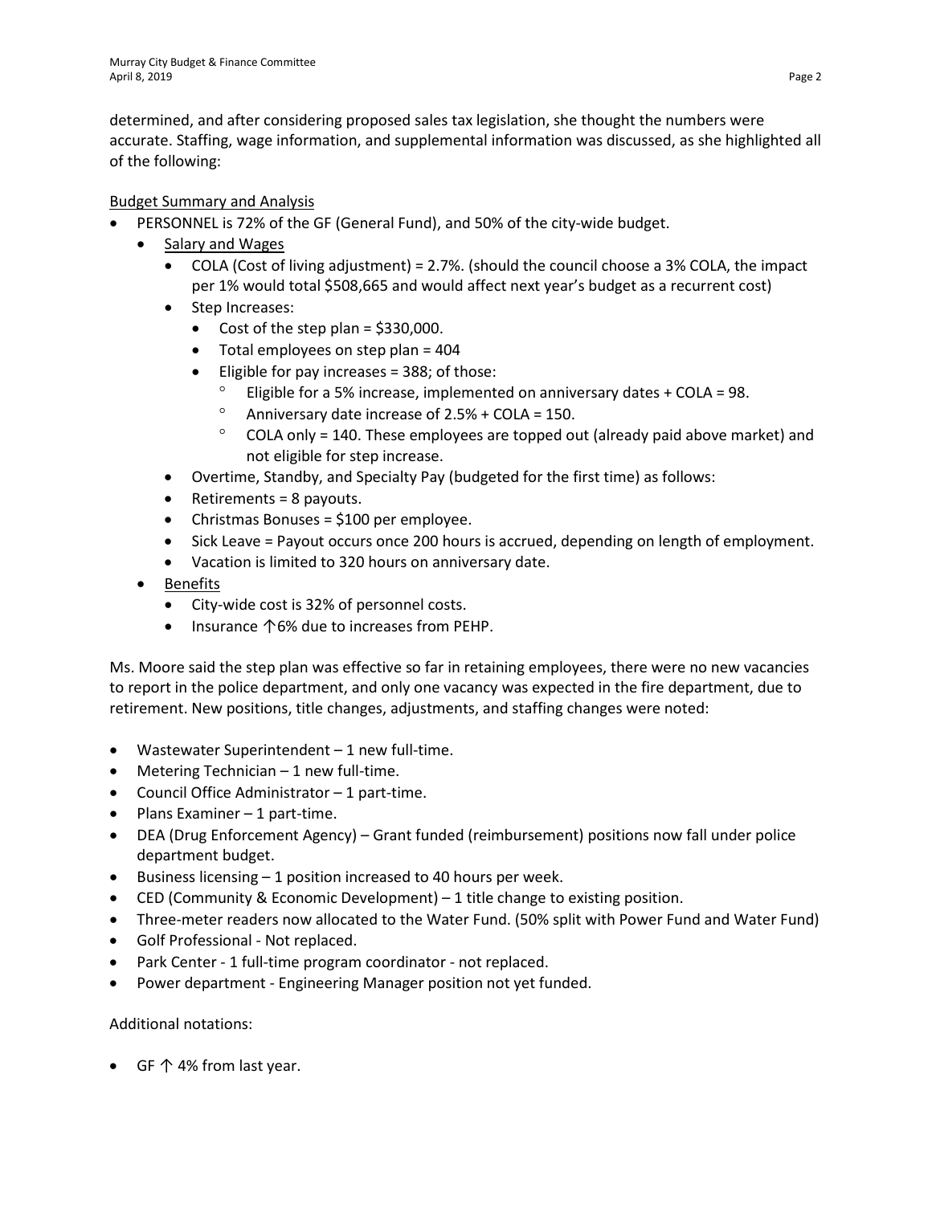determined, and after considering proposed sales tax legislation, she thought the numbers were accurate. Staffing, wage information, and supplemental information was discussed, as she highlighted all of the following:

<u>Budget Summary and Analysis</u>

- PERSONNEL is 72% of the GF (General Fund), and 50% of the city-wide budget.
  - <u>Salary and Wages</u>
    - COLA (Cost of living adjustment) = 2.7%. (should the council choose a 3% COLA, the impact per 1% would total $508,665 and would affect next year's budget as a recurrent cost)
    - Step Increases:
      - Cost of the step plan = $330,000.
      - Total employees on step plan = 404
      - Eligible for pay increases = 388; of those:
        - Eligible for a 5% increase, implemented on anniversary dates + COLA = 98.
        - Anniversary date increase of 2.5% + COLA = 150.
        - COLA only = 140. These employees are topped out (already paid above market) and not eligible for step increase.
    - Overtime, Standby, and Specialty Pay (budgeted for the first time) as follows:
    - Retirements = 8 payouts.
    - Christmas Bonuses = $100 per employee.
    - Sick Leave = Payout occurs once 200 hours is accrued, depending on length of employment.
    - Vacation is limited to 320 hours on anniversary date.
  - <u>Benefits</u>
    - City-wide cost is 32% of personnel costs.
    - Insurance ↑6% due to increases from PEHP.

Ms. Moore said the step plan was effective so far in retaining employees, there were no new vacancies to report in the police department, and only one vacancy was expected in the fire department, due to retirement. New positions, title changes, adjustments, and staffing changes were noted:

- Wastewater Superintendent – 1 new full-time.
- Metering Technician – 1 new full-time.
- Council Office Administrator – 1 part-time.
- Plans Examiner – 1 part-time.
- DEA (Drug Enforcement Agency) – Grant funded (reimbursement) positions now fall under police department budget.
- Business licensing – 1 position increased to 40 hours per week.
- CED (Community & Economic Development) – 1 title change to existing position.
- Three-meter readers now allocated to the Water Fund. (50% split with Power Fund and Water Fund)
- Golf Professional - Not replaced.
- Park Center - 1 full-time program coordinator - not replaced.
- Power department - Engineering Manager position not yet funded.

Additional notations:

- GF ↑ 4% from last year.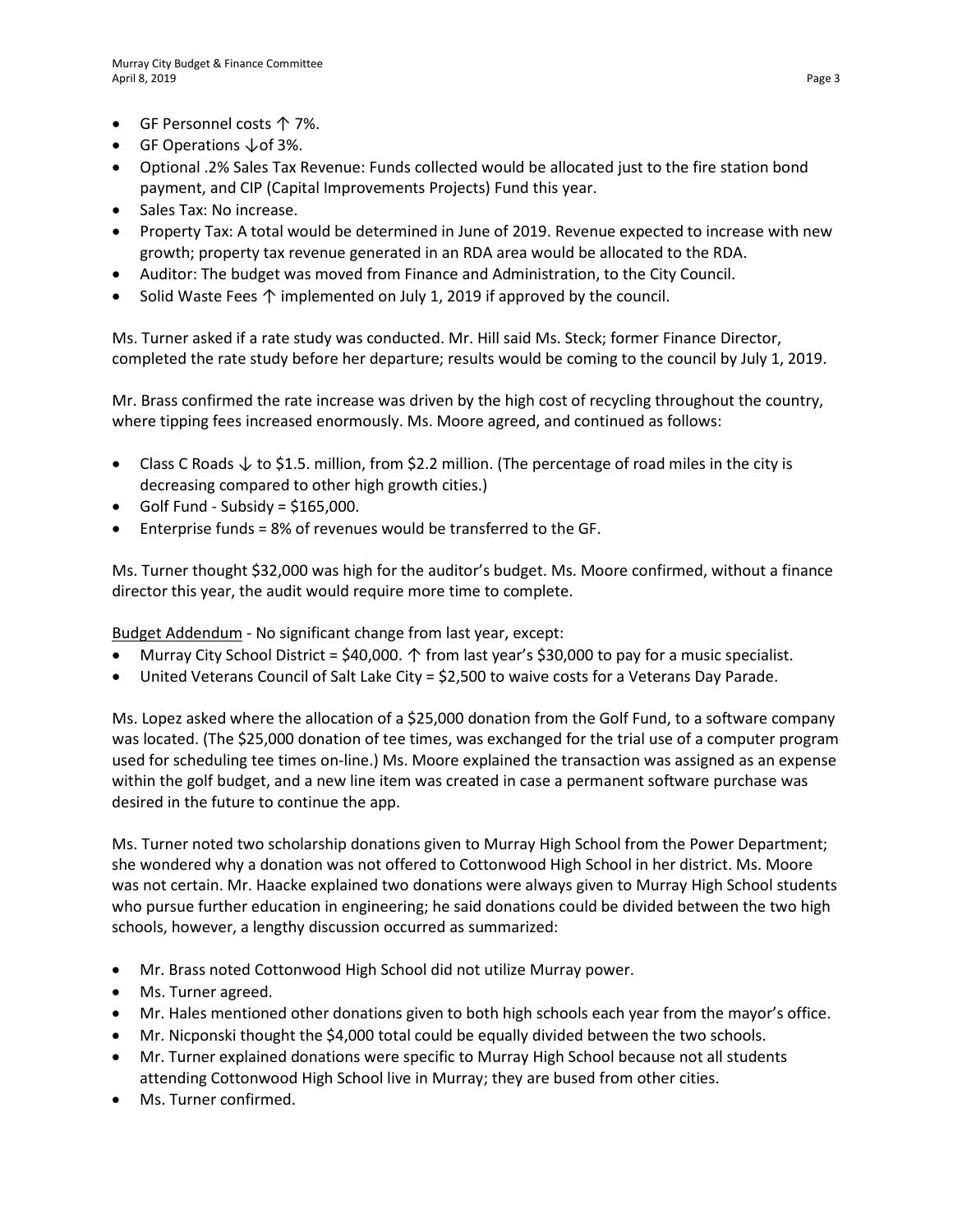- GF Personnel costs ↑ 7%.
- GF Operations ↓of 3%.
- Optional .2% Sales Tax Revenue: Funds collected would be allocated just to the fire station bond payment, and CIP (Capital Improvements Projects) Fund this year.
- Sales Tax: No increase.
- Property Tax: A total would be determined in June of 2019. Revenue expected to increase with new growth; property tax revenue generated in an RDA area would be allocated to the RDA.
- Auditor: The budget was moved from Finance and Administration, to the City Council.
- Solid Waste Fees ↑ implemented on July 1, 2019 if approved by the council.

Ms. Turner asked if a rate study was conducted. Mr. Hill said Ms. Steck; former Finance Director, completed the rate study before her departure; results would be coming to the council by July 1, 2019.

Mr. Brass confirmed the rate increase was driven by the high cost of recycling throughout the country, where tipping fees increased enormously. Ms. Moore agreed, and continued as follows:

- Class C Roads ↓ to $1.5. million, from $2.2 million. (The percentage of road miles in the city is decreasing compared to other high growth cities.)
- Golf Fund - Subsidy = $165,000.
- Enterprise funds = 8% of revenues would be transferred to the GF.

Ms. Turner thought $32,000 was high for the auditor's budget. Ms. Moore confirmed, without a finance director this year, the audit would require more time to complete.

Budget Addendum - No significant change from last year, except:

- Murray City School District = $40,000. ↑ from last year's $30,000 to pay for a music specialist.
- United Veterans Council of Salt Lake City = $2,500 to waive costs for a Veterans Day Parade.

Ms. Lopez asked where the allocation of a $25,000 donation from the Golf Fund, to a software company was located. (The $25,000 donation of tee times, was exchanged for the trial use of a computer program used for scheduling tee times on-line.) Ms. Moore explained the transaction was assigned as an expense within the golf budget, and a new line item was created in case a permanent software purchase was desired in the future to continue the app.

Ms. Turner noted two scholarship donations given to Murray High School from the Power Department; she wondered why a donation was not offered to Cottonwood High School in her district. Ms. Moore was not certain. Mr. Haacke explained two donations were always given to Murray High School students who pursue further education in engineering; he said donations could be divided between the two high schools, however, a lengthy discussion occurred as summarized:

- Mr. Brass noted Cottonwood High School did not utilize Murray power.
- Ms. Turner agreed.
- Mr. Hales mentioned other donations given to both high schools each year from the mayor's office.
- Mr. Nicponski thought the $4,000 total could be equally divided between the two schools.
- Mr. Turner explained donations were specific to Murray High School because not all students attending Cottonwood High School live in Murray; they are bused from other cities.
- Ms. Turner confirmed.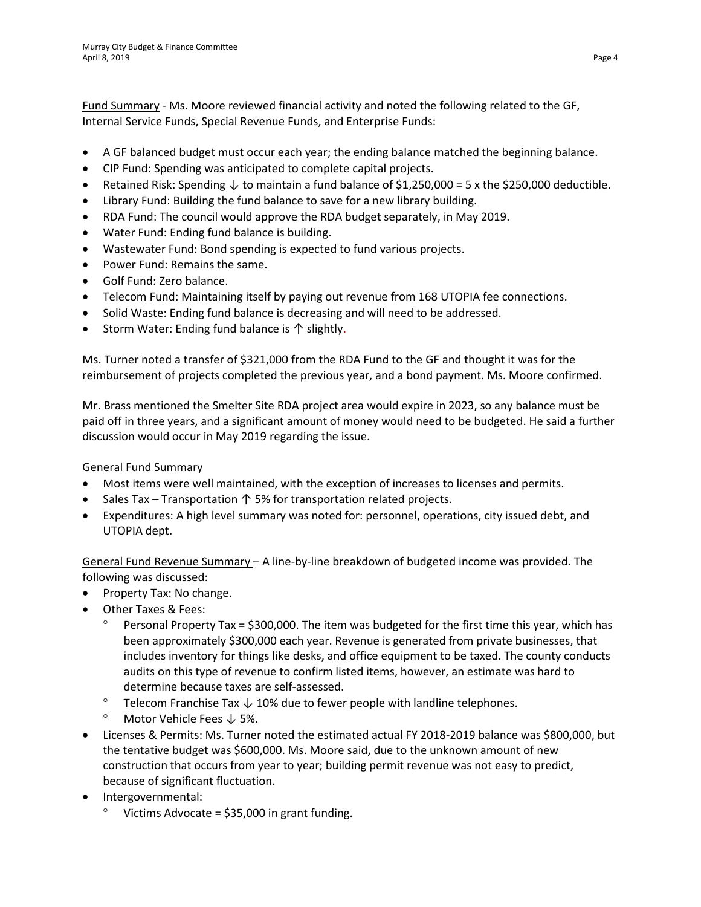Fund Summary - Ms. Moore reviewed financial activity and noted the following related to the GF, Internal Service Funds, Special Revenue Funds, and Enterprise Funds:

- A GF balanced budget must occur each year; the ending balance matched the beginning balance.
- CIP Fund: Spending was anticipated to complete capital projects.
- Retained Risk: Spending ↓ to maintain a fund balance of $1,250,000 = 5 x the $250,000 deductible.
- Library Fund: Building the fund balance to save for a new library building.
- RDA Fund: The council would approve the RDA budget separately, in May 2019.
- Water Fund: Ending fund balance is building.
- Wastewater Fund: Bond spending is expected to fund various projects.
- Power Fund: Remains the same.
- Golf Fund: Zero balance.
- Telecom Fund: Maintaining itself by paying out revenue from 168 UTOPIA fee connections.
- Solid Waste: Ending fund balance is decreasing and will need to be addressed.
- Storm Water: Ending fund balance is ↑ slightly.

Ms. Turner noted a transfer of $321,000 from the RDA Fund to the GF and thought it was for the reimbursement of projects completed the previous year, and a bond payment. Ms. Moore confirmed.

Mr. Brass mentioned the Smelter Site RDA project area would expire in 2023, so any balance must be paid off in three years, and a significant amount of money would need to be budgeted. He said a further discussion would occur in May 2019 regarding the issue.

General Fund Summary

- Most items were well maintained, with the exception of increases to licenses and permits.
- Sales Tax – Transportation ↑ 5% for transportation related projects.
- Expenditures: A high level summary was noted for: personnel, operations, city issued debt, and UTOPIA dept.

General Fund Revenue Summary – A line-by-line breakdown of budgeted income was provided. The following was discussed:

- Property Tax: No change.
- Other Taxes & Fees:
  - Personal Property Tax = $300,000. The item was budgeted for the first time this year, which has been approximately $300,000 each year. Revenue is generated from private businesses, that includes inventory for things like desks, and office equipment to be taxed. The county conducts audits on this type of revenue to confirm listed items, however, an estimate was hard to determine because taxes are self-assessed.
  - Telecom Franchise Tax ↓ 10% due to fewer people with landline telephones.
  - Motor Vehicle Fees ↓ 5%.
- Licenses & Permits: Ms. Turner noted the estimated actual FY 2018-2019 balance was $800,000, but the tentative budget was $600,000. Ms. Moore said, due to the unknown amount of new construction that occurs from year to year; building permit revenue was not easy to predict, because of significant fluctuation.
- Intergovernmental:
  - Victims Advocate = $35,000 in grant funding.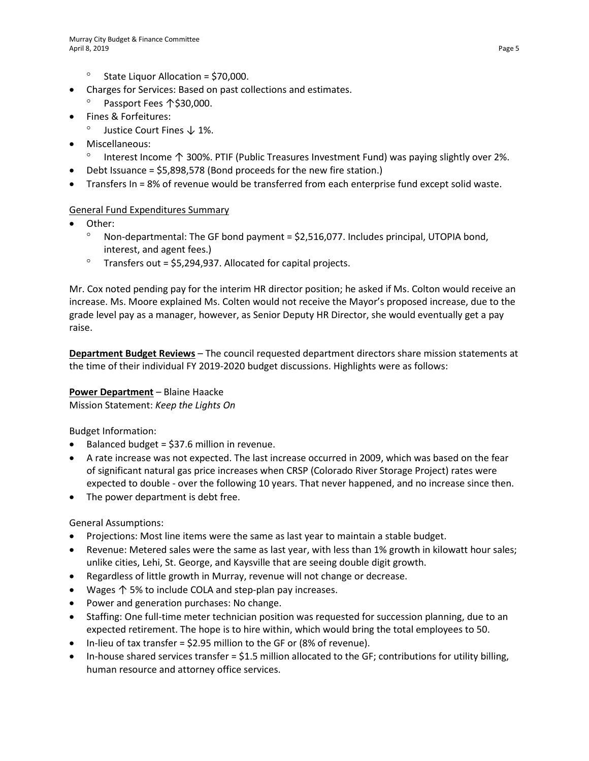- State Liquor Allocation = $70,000.
- Charges for Services: Based on past collections and estimates.
  - Passport Fees ↑$30,000.
- Fines & Forfeitures:
  - Justice Court Fines ↓ 1%.
- Miscellaneous:
  - Interest Income ↑ 300%. PTIF (Public Treasures Investment Fund) was paying slightly over 2%.
- Debt Issuance = $5,898,578 (Bond proceeds for the new fire station.)
- Transfers In = 8% of revenue would be transferred from each enterprise fund except solid waste.

<u>General Fund Expenditures Summary</u>

- Other:
  - Non-departmental: The GF bond payment = $2,516,077. Includes principal, UTOPIA bond, interest, and agent fees.)
  - Transfers out = $5,294,937. Allocated for capital projects.

Mr. Cox noted pending pay for the interim HR director position; he asked if Ms. Colton would receive an increase. Ms. Moore explained Ms. Colten would not receive the Mayor's proposed increase, due to the grade level pay as a manager, however, as Senior Deputy HR Director, she would eventually get a pay raise.

**<u>Department Budget Reviews</u>** – The council requested department directors share mission statements at the time of their individual FY 2019-2020 budget discussions. Highlights were as follows:

**<u>Power Department</u>** – Blaine Haacke
Mission Statement: *Keep the Lights On*

Budget Information:

- Balanced budget = $37.6 million in revenue.
- A rate increase was not expected. The last increase occurred in 2009, which was based on the fear of significant natural gas price increases when CRSP (Colorado River Storage Project) rates were expected to double - over the following 10 years. That never happened, and no increase since then.
- The power department is debt free.

General Assumptions:

- Projections: Most line items were the same as last year to maintain a stable budget.
- Revenue: Metered sales were the same as last year, with less than 1% growth in kilowatt hour sales; unlike cities, Lehi, St. George, and Kaysville that are seeing double digit growth.
- Regardless of little growth in Murray, revenue will not change or decrease.
- Wages ↑ 5% to include COLA and step-plan pay increases.
- Power and generation purchases: No change.
- Staffing: One full-time meter technician position was requested for succession planning, due to an expected retirement. The hope is to hire within, which would bring the total employees to 50.
- In-lieu of tax transfer = $2.95 million to the GF or (8% of revenue).
- In-house shared services transfer = $1.5 million allocated to the GF; contributions for utility billing, human resource and attorney office services.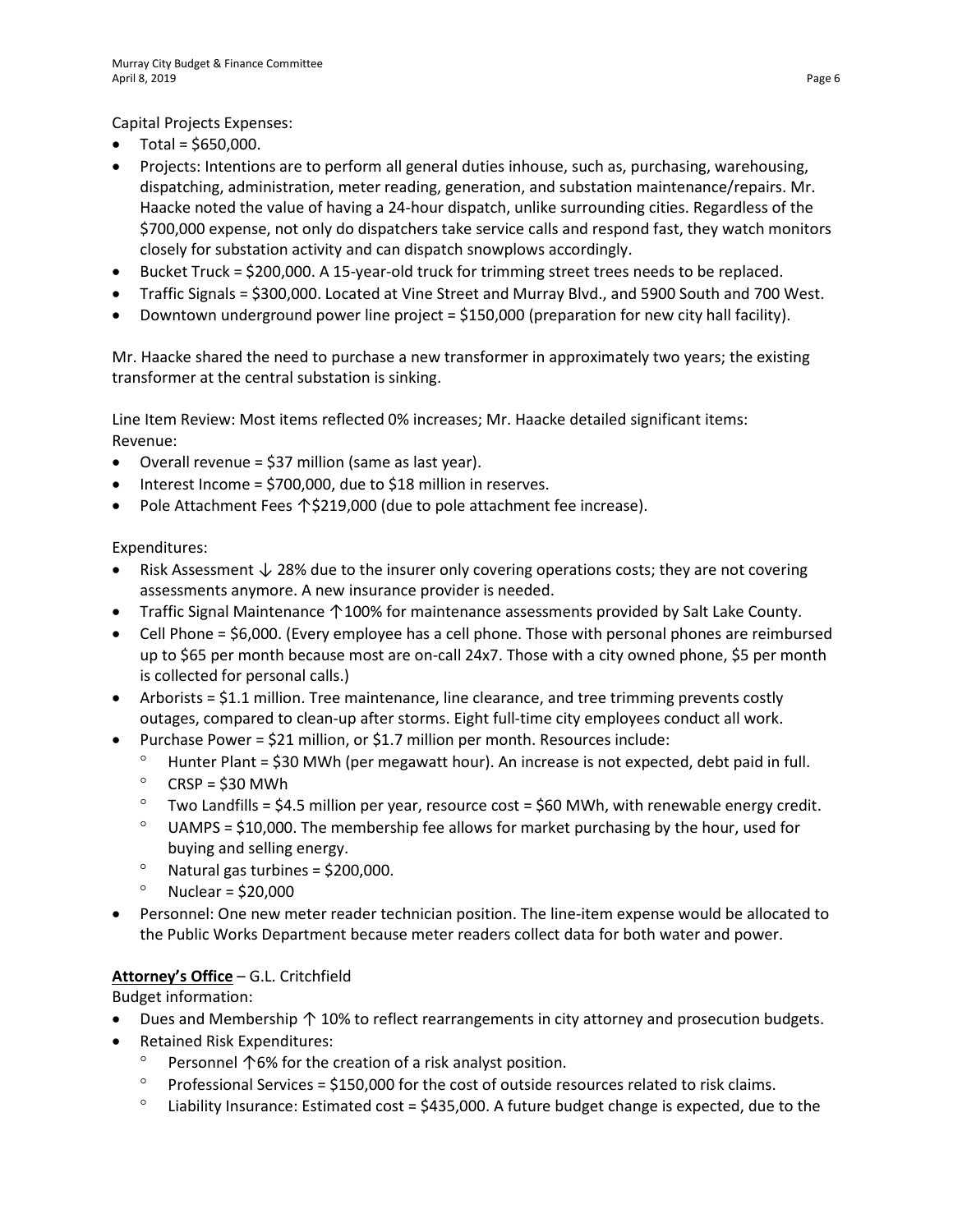Capital Projects Expenses:

- Total = $650,000.
- Projects: Intentions are to perform all general duties inhouse, such as, purchasing, warehousing, dispatching, administration, meter reading, generation, and substation maintenance/repairs. Mr. Haacke noted the value of having a 24-hour dispatch, unlike surrounding cities. Regardless of the $700,000 expense, not only do dispatchers take service calls and respond fast, they watch monitors closely for substation activity and can dispatch snowplows accordingly.
- Bucket Truck = $200,000. A 15-year-old truck for trimming street trees needs to be replaced.
- Traffic Signals = $300,000. Located at Vine Street and Murray Blvd., and 5900 South and 700 West.
- Downtown underground power line project = $150,000 (preparation for new city hall facility).

Mr. Haacke shared the need to purchase a new transformer in approximately two years; the existing transformer at the central substation is sinking.

Line Item Review: Most items reflected 0% increases; Mr. Haacke detailed significant items:
Revenue:

- Overall revenue = $37 million (same as last year).
- Interest Income = $700,000, due to $18 million in reserves.
- Pole Attachment Fees ↑$219,000 (due to pole attachment fee increase).

Expenditures:

- Risk Assessment ↓ 28% due to the insurer only covering operations costs; they are not covering assessments anymore. A new insurance provider is needed.
- Traffic Signal Maintenance ↑100% for maintenance assessments provided by Salt Lake County.
- Cell Phone = $6,000. (Every employee has a cell phone. Those with personal phones are reimbursed up to $65 per month because most are on-call 24x7. Those with a city owned phone, $5 per month is collected for personal calls.)
- Arborists = $1.1 million. Tree maintenance, line clearance, and tree trimming prevents costly outages, compared to clean-up after storms. Eight full-time city employees conduct all work.
- Purchase Power = $21 million, or $1.7 million per month. Resources include:
  - Hunter Plant = $30 MWh (per megawatt hour). An increase is not expected, debt paid in full.
  - CRSP = $30 MWh
  - Two Landfills = $4.5 million per year, resource cost = $60 MWh, with renewable energy credit.
  - UAMPS = $10,000. The membership fee allows for market purchasing by the hour, used for buying and selling energy.
  - Natural gas turbines = $200,000.
  - Nuclear = $20,000
- Personnel: One new meter reader technician position. The line-item expense would be allocated to the Public Works Department because meter readers collect data for both water and power.

**Attorney's Office** – G.L. Critchfield
Budget information:

- Dues and Membership ↑ 10% to reflect rearrangements in city attorney and prosecution budgets.
- Retained Risk Expenditures:
  - Personnel ↑6% for the creation of a risk analyst position.
  - Professional Services = $150,000 for the cost of outside resources related to risk claims.
  - Liability Insurance: Estimated cost = $435,000. A future budget change is expected, due to the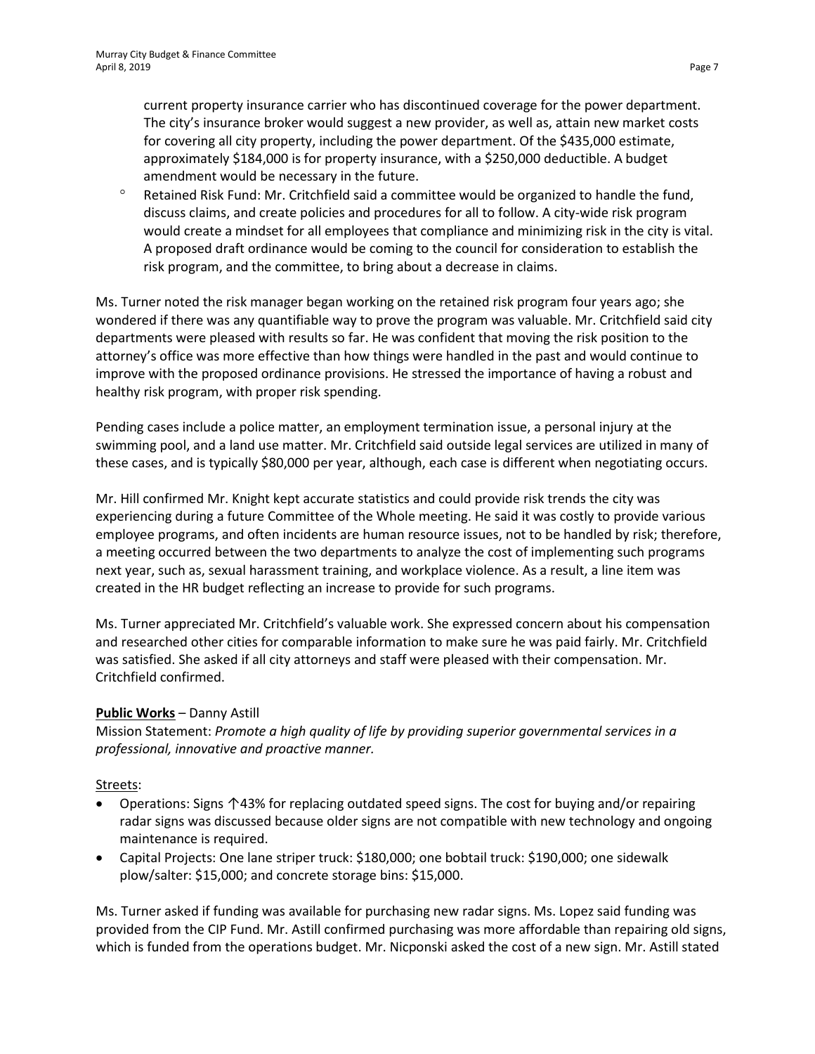current property insurance carrier who has discontinued coverage for the power department. The city's insurance broker would suggest a new provider, as well as, attain new market costs for covering all city property, including the power department. Of the $435,000 estimate, approximately $184,000 is for property insurance, with a $250,000 deductible. A budget amendment would be necessary in the future.

- Retained Risk Fund: Mr. Critchfield said a committee would be organized to handle the fund, discuss claims, and create policies and procedures for all to follow. A city-wide risk program would create a mindset for all employees that compliance and minimizing risk in the city is vital. A proposed draft ordinance would be coming to the council for consideration to establish the risk program, and the committee, to bring about a decrease in claims.

Ms. Turner noted the risk manager began working on the retained risk program four years ago; she wondered if there was any quantifiable way to prove the program was valuable. Mr. Critchfield said city departments were pleased with results so far. He was confident that moving the risk position to the attorney's office was more effective than how things were handled in the past and would continue to improve with the proposed ordinance provisions. He stressed the importance of having a robust and healthy risk program, with proper risk spending.

Pending cases include a police matter, an employment termination issue, a personal injury at the swimming pool, and a land use matter. Mr. Critchfield said outside legal services are utilized in many of these cases, and is typically $80,000 per year, although, each case is different when negotiating occurs.

Mr. Hill confirmed Mr. Knight kept accurate statistics and could provide risk trends the city was experiencing during a future Committee of the Whole meeting. He said it was costly to provide various employee programs, and often incidents are human resource issues, not to be handled by risk; therefore, a meeting occurred between the two departments to analyze the cost of implementing such programs next year, such as, sexual harassment training, and workplace violence. As a result, a line item was created in the HR budget reflecting an increase to provide for such programs.

Ms. Turner appreciated Mr. Critchfield's valuable work. She expressed concern about his compensation and researched other cities for comparable information to make sure he was paid fairly. Mr. Critchfield was satisfied. She asked if all city attorneys and staff were pleased with their compensation. Mr. Critchfield confirmed.

**<u>Public Works</u>** – Danny Astill

Mission Statement: *Promote a high quality of life by providing superior governmental services in a professional, innovative and proactive manner.*

<u>Streets</u>:

- Operations: Signs ↑43% for replacing outdated speed signs. The cost for buying and/or repairing radar signs was discussed because older signs are not compatible with new technology and ongoing maintenance is required.
- Capital Projects: One lane striper truck: $180,000; one bobtail truck: $190,000; one sidewalk plow/salter: $15,000; and concrete storage bins: $15,000.

Ms. Turner asked if funding was available for purchasing new radar signs. Ms. Lopez said funding was provided from the CIP Fund. Mr. Astill confirmed purchasing was more affordable than repairing old signs, which is funded from the operations budget. Mr. Nicponski asked the cost of a new sign. Mr. Astill stated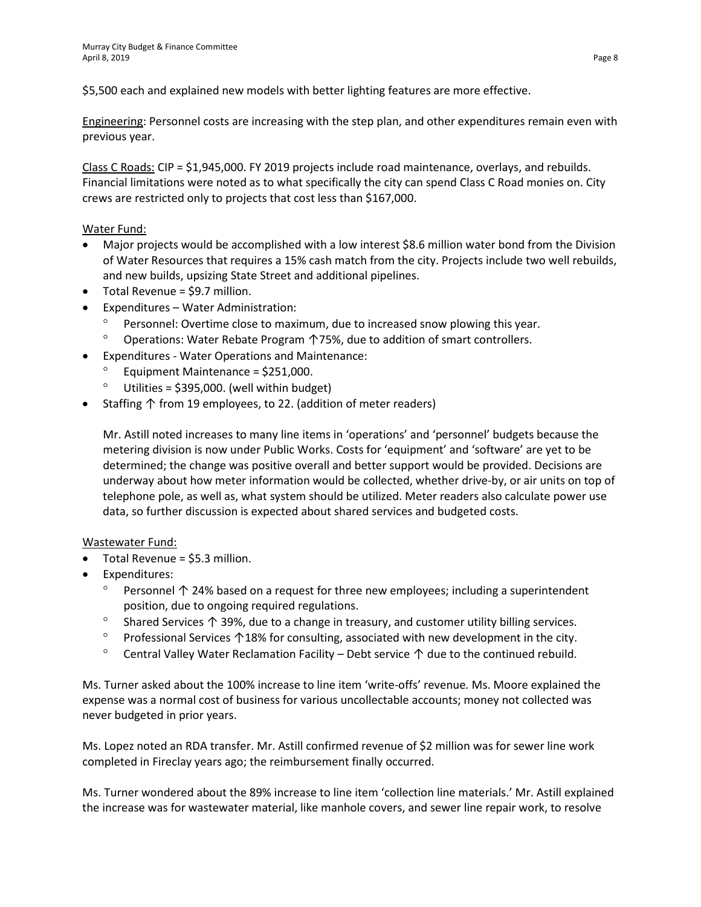$5,500 each and explained new models with better lighting features are more effective.

Engineering: Personnel costs are increasing with the step plan, and other expenditures remain even with previous year.

Class C Roads: CIP = $1,945,000. FY 2019 projects include road maintenance, overlays, and rebuilds. Financial limitations were noted as to what specifically the city can spend Class C Road monies on. City crews are restricted only to projects that cost less than $167,000.

Water Fund:

- Major projects would be accomplished with a low interest $8.6 million water bond from the Division of Water Resources that requires a 15% cash match from the city. Projects include two well rebuilds, and new builds, upsizing State Street and additional pipelines.
- Total Revenue = $9.7 million.
- Expenditures – Water Administration:
  - Personnel: Overtime close to maximum, due to increased snow plowing this year.
  - Operations: Water Rebate Program ↑75%, due to addition of smart controllers.
- Expenditures - Water Operations and Maintenance:
  - Equipment Maintenance = $251,000.
  - Utilities = $395,000. (well within budget)
- Staffing ↑ from 19 employees, to 22. (addition of meter readers)

  Mr. Astill noted increases to many line items in 'operations' and 'personnel' budgets because the metering division is now under Public Works. Costs for 'equipment' and 'software' are yet to be determined; the change was positive overall and better support would be provided. Decisions are underway about how meter information would be collected, whether drive-by, or air units on top of telephone pole, as well as, what system should be utilized. Meter readers also calculate power use data, so further discussion is expected about shared services and budgeted costs.

Wastewater Fund:

- Total Revenue = $5.3 million.
- Expenditures:
  - Personnel ↑ 24% based on a request for three new employees; including a superintendent position, due to ongoing required regulations.
  - Shared Services ↑ 39%, due to a change in treasury, and customer utility billing services.
  - Professional Services ↑18% for consulting, associated with new development in the city.
  - Central Valley Water Reclamation Facility – Debt service ↑ due to the continued rebuild.

Ms. Turner asked about the 100% increase to line item 'write-offs' revenue. Ms. Moore explained the expense was a normal cost of business for various uncollectable accounts; money not collected was never budgeted in prior years.

Ms. Lopez noted an RDA transfer. Mr. Astill confirmed revenue of $2 million was for sewer line work completed in Fireclay years ago; the reimbursement finally occurred.

Ms. Turner wondered about the 89% increase to line item 'collection line materials.' Mr. Astill explained the increase was for wastewater material, like manhole covers, and sewer line repair work, to resolve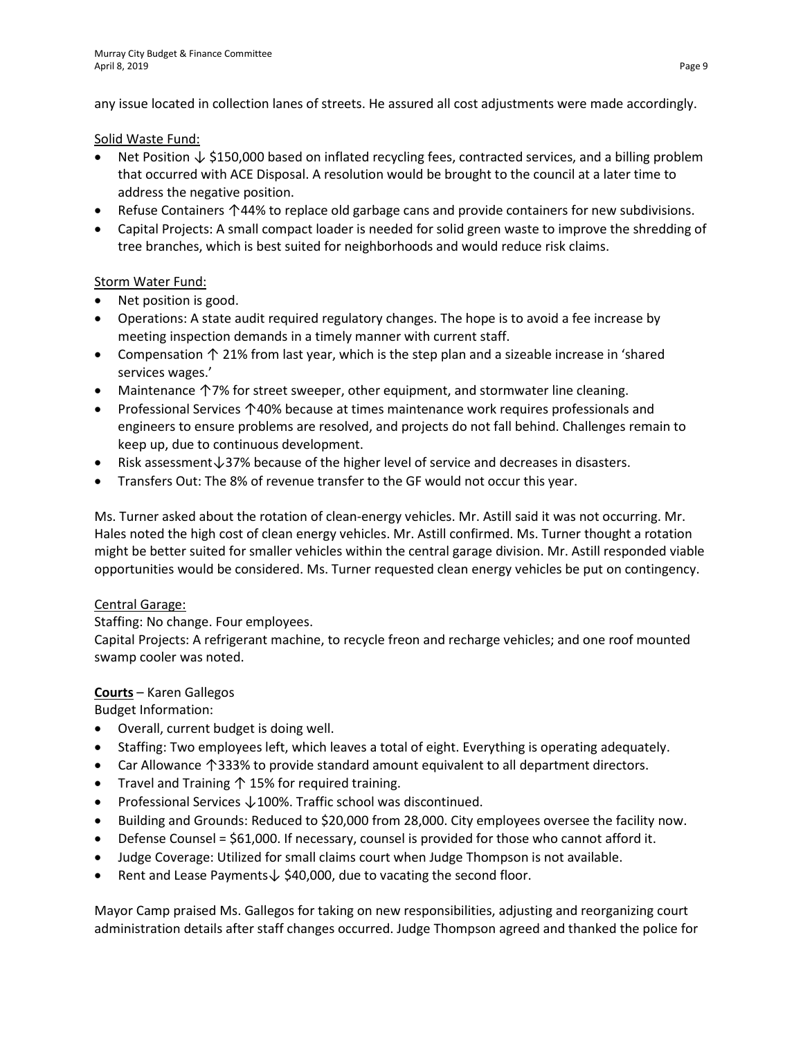any issue located in collection lanes of streets. He assured all cost adjustments were made accordingly.

Solid Waste Fund:

- Net Position ↓ $150,000 based on inflated recycling fees, contracted services, and a billing problem that occurred with ACE Disposal. A resolution would be brought to the council at a later time to address the negative position.
- Refuse Containers ↑44% to replace old garbage cans and provide containers for new subdivisions.
- Capital Projects: A small compact loader is needed for solid green waste to improve the shredding of tree branches, which is best suited for neighborhoods and would reduce risk claims.

Storm Water Fund:

- Net position is good.
- Operations: A state audit required regulatory changes. The hope is to avoid a fee increase by meeting inspection demands in a timely manner with current staff.
- Compensation ↑ 21% from last year, which is the step plan and a sizeable increase in 'shared services wages.'
- Maintenance ↑7% for street sweeper, other equipment, and stormwater line cleaning.
- Professional Services ↑40% because at times maintenance work requires professionals and engineers to ensure problems are resolved, and projects do not fall behind. Challenges remain to keep up, due to continuous development.
- Risk assessment↓37% because of the higher level of service and decreases in disasters.
- Transfers Out: The 8% of revenue transfer to the GF would not occur this year.

Ms. Turner asked about the rotation of clean-energy vehicles. Mr. Astill said it was not occurring. Mr. Hales noted the high cost of clean energy vehicles. Mr. Astill confirmed. Ms. Turner thought a rotation might be better suited for smaller vehicles within the central garage division. Mr. Astill responded viable opportunities would be considered. Ms. Turner requested clean energy vehicles be put on contingency.

Central Garage:

Staffing: No change. Four employees.

Capital Projects: A refrigerant machine, to recycle freon and recharge vehicles; and one roof mounted swamp cooler was noted.

**Courts** – Karen Gallegos

Budget Information:

- Overall, current budget is doing well.
- Staffing: Two employees left, which leaves a total of eight. Everything is operating adequately.
- Car Allowance ↑333% to provide standard amount equivalent to all department directors.
- Travel and Training ↑ 15% for required training.
- Professional Services ↓100%. Traffic school was discontinued.
- Building and Grounds: Reduced to $20,000 from 28,000. City employees oversee the facility now.
- Defense Counsel = $61,000. If necessary, counsel is provided for those who cannot afford it.
- Judge Coverage: Utilized for small claims court when Judge Thompson is not available.
- Rent and Lease Payments↓ $40,000, due to vacating the second floor.

Mayor Camp praised Ms. Gallegos for taking on new responsibilities, adjusting and reorganizing court administration details after staff changes occurred. Judge Thompson agreed and thanked the police for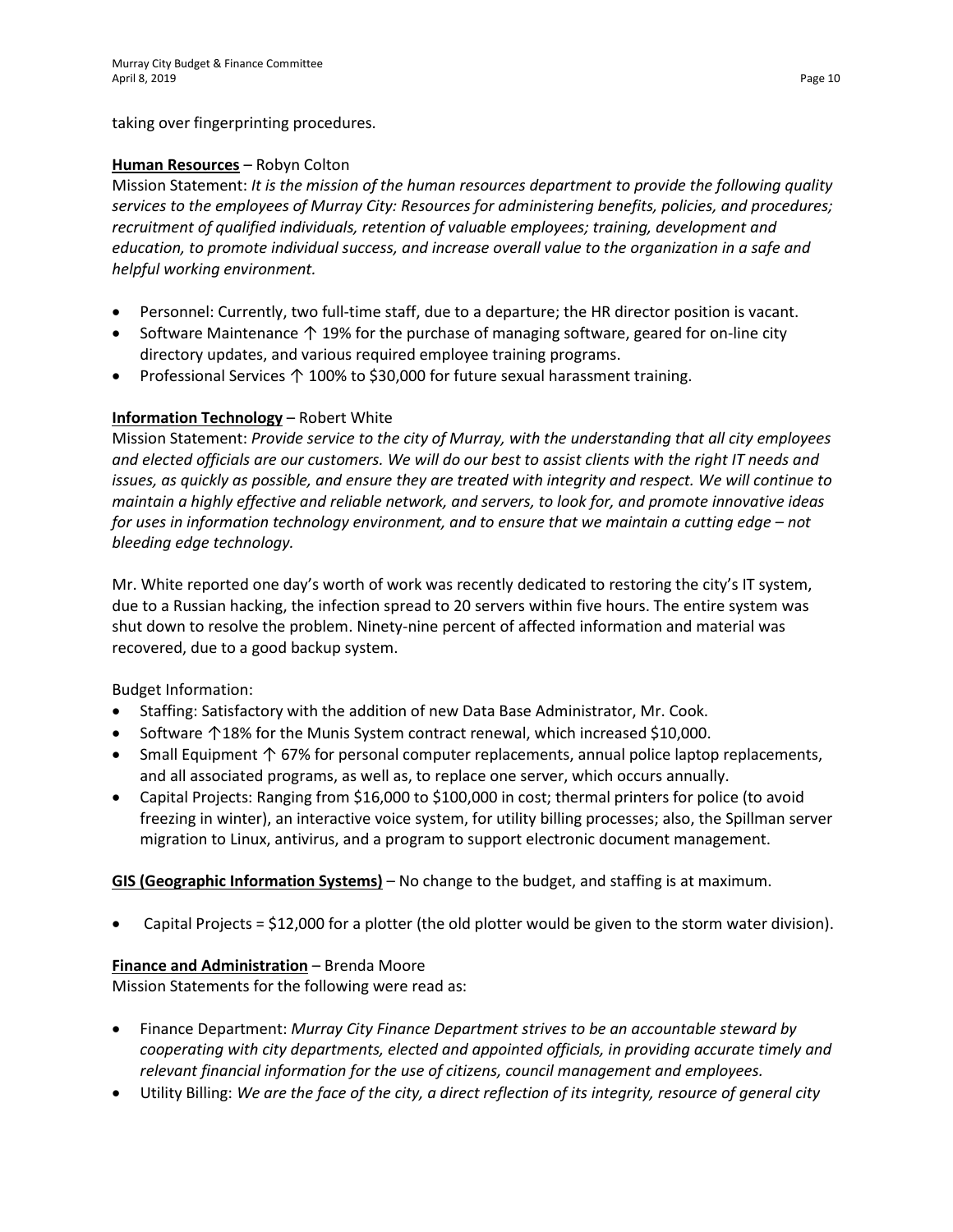taking over fingerprinting procedures.

**Human Resources** – Robyn Colton

Mission Statement: *It is the mission of the human resources department to provide the following quality services to the employees of Murray City: Resources for administering benefits, policies, and procedures; recruitment of qualified individuals, retention of valuable employees; training, development and education, to promote individual success, and increase overall value to the organization in a safe and helpful working environment.*

- Personnel: Currently, two full-time staff, due to a departure; the HR director position is vacant.
- Software Maintenance ↑ 19% for the purchase of managing software, geared for on-line city directory updates, and various required employee training programs.
- Professional Services ↑ 100% to $30,000 for future sexual harassment training.

**Information Technology** – Robert White

Mission Statement: *Provide service to the city of Murray, with the understanding that all city employees and elected officials are our customers. We will do our best to assist clients with the right IT needs and issues, as quickly as possible, and ensure they are treated with integrity and respect. We will continue to maintain a highly effective and reliable network, and servers, to look for, and promote innovative ideas for uses in information technology environment, and to ensure that we maintain a cutting edge – not bleeding edge technology.*

Mr. White reported one day's worth of work was recently dedicated to restoring the city's IT system, due to a Russian hacking, the infection spread to 20 servers within five hours. The entire system was shut down to resolve the problem. Ninety-nine percent of affected information and material was recovered, due to a good backup system.

Budget Information:

- Staffing: Satisfactory with the addition of new Data Base Administrator, Mr. Cook.
- Software ↑18% for the Munis System contract renewal, which increased $10,000.
- Small Equipment ↑ 67% for personal computer replacements, annual police laptop replacements, and all associated programs, as well as, to replace one server, which occurs annually.
- Capital Projects: Ranging from $16,000 to $100,000 in cost; thermal printers for police (to avoid freezing in winter), an interactive voice system, for utility billing processes; also, the Spillman server migration to Linux, antivirus, and a program to support electronic document management.

**GIS (Geographic Information Systems)** – No change to the budget, and staffing is at maximum.

- Capital Projects = $12,000 for a plotter (the old plotter would be given to the storm water division).

**Finance and Administration** – Brenda Moore

Mission Statements for the following were read as:

- Finance Department: *Murray City Finance Department strives to be an accountable steward by cooperating with city departments, elected and appointed officials, in providing accurate timely and relevant financial information for the use of citizens, council management and employees.*
- Utility Billing: *We are the face of the city, a direct reflection of its integrity, resource of general city*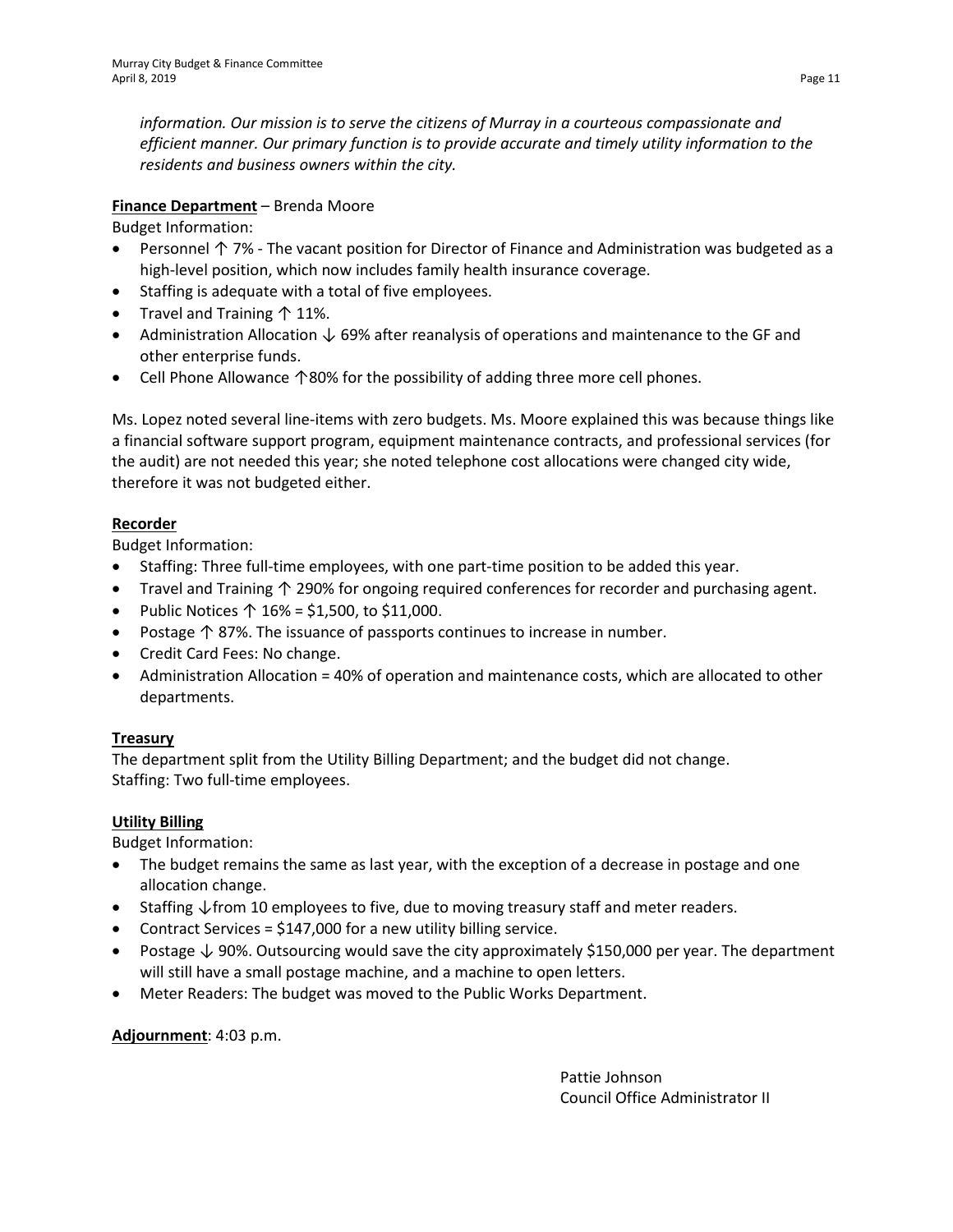*information. Our mission is to serve the citizens of Murray in a courteous compassionate and efficient manner. Our primary function is to provide accurate and timely utility information to the residents and business owners within the city.*

**Finance Department** – Brenda Moore

Budget Information:

- Personnel ↑ 7% - The vacant position for Director of Finance and Administration was budgeted as a high-level position, which now includes family health insurance coverage.
- Staffing is adequate with a total of five employees.
- Travel and Training ↑ 11%.
- Administration Allocation ↓ 69% after reanalysis of operations and maintenance to the GF and other enterprise funds.
- Cell Phone Allowance ↑80% for the possibility of adding three more cell phones.

Ms. Lopez noted several line-items with zero budgets. Ms. Moore explained this was because things like a financial software support program, equipment maintenance contracts, and professional services (for the audit) are not needed this year; she noted telephone cost allocations were changed city wide, therefore it was not budgeted either.

**Recorder**

Budget Information:

- Staffing: Three full-time employees, with one part-time position to be added this year.
- Travel and Training ↑ 290% for ongoing required conferences for recorder and purchasing agent.
- Public Notices ↑ 16% = $1,500, to $11,000.
- Postage ↑ 87%. The issuance of passports continues to increase in number.
- Credit Card Fees: No change.
- Administration Allocation = 40% of operation and maintenance costs, which are allocated to other departments.

**Treasury**

The department split from the Utility Billing Department; and the budget did not change.
Staffing: Two full-time employees.

**Utility Billing**

Budget Information:

- The budget remains the same as last year, with the exception of a decrease in postage and one allocation change.
- Staffing ↓from 10 employees to five, due to moving treasury staff and meter readers.
- Contract Services = $147,000 for a new utility billing service.
- Postage ↓ 90%. Outsourcing would save the city approximately $150,000 per year. The department will still have a small postage machine, and a machine to open letters.
- Meter Readers: The budget was moved to the Public Works Department.

**Adjournment**: 4:03 p.m.

Pattie Johnson
Council Office Administrator II